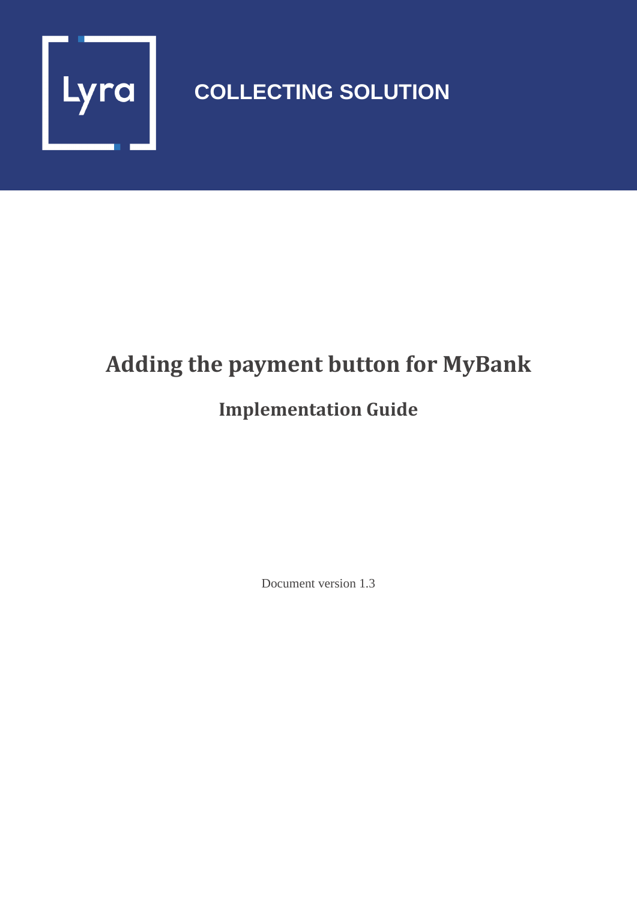Lyra

COLLECTING SOLUTION

# Adding the payment button for MyBank

## Implementation Guide

Document version 1.3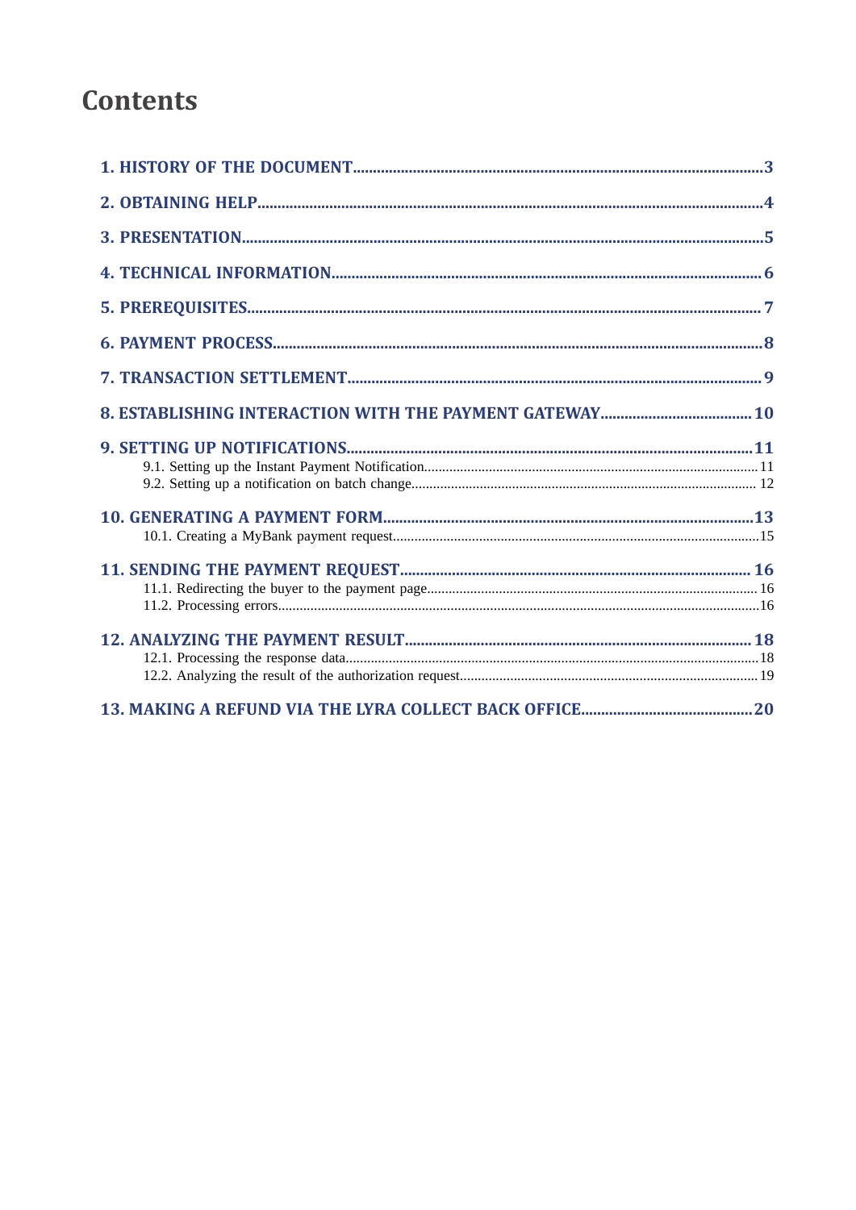# Contents

1. HISTORY OF THE DOCUMENT.....3

2. OBTAINING HELP.....4

3. PRESENTATION.....5

4. TECHNICAL INFORMATION.....6

5. PREREQUISITES.....7

6. PAYMENT PROCESS.....8

7. TRANSACTION SETTLEMENT.....9

8. ESTABLISHING INTERACTION WITH THE PAYMENT GATEWAY.....10

9. SETTING UP NOTIFICATIONS.....11
   - 9.1. Setting up the Instant Payment Notification.....11
   - 9.2. Setting up a notification on batch change.....12

10. GENERATING A PAYMENT FORM.....13
    - 10.1. Creating a MyBank payment request.....15

11. SENDING THE PAYMENT REQUEST.....16
    - 11.1. Redirecting the buyer to the payment page.....16
    - 11.2. Processing errors.....16

12. ANALYZING THE PAYMENT RESULT.....18
    - 12.1. Processing the response data.....18
    - 12.2. Analyzing the result of the authorization request.....19

13. MAKING A REFUND VIA THE LYRA COLLECT BACK OFFICE.....20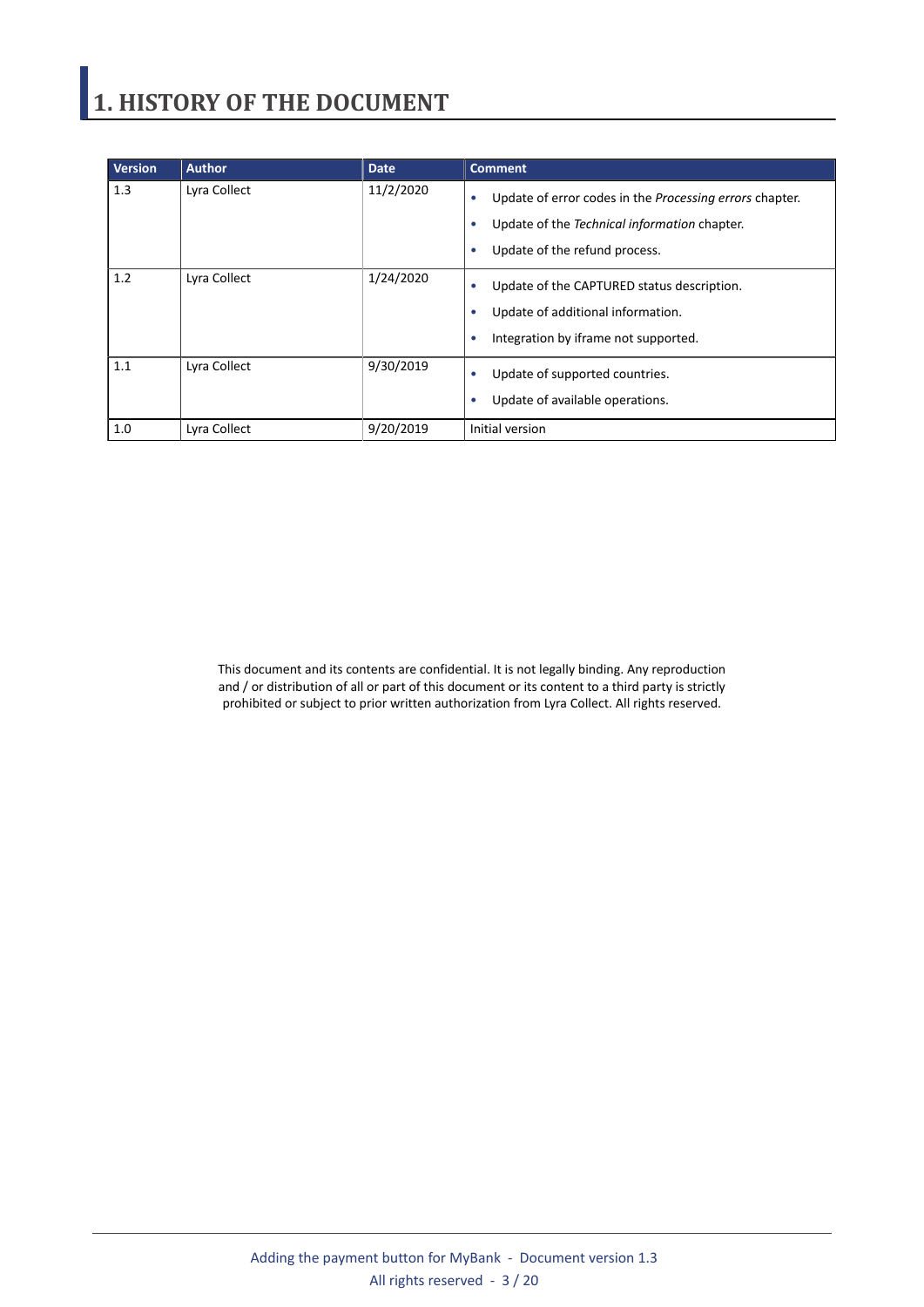# 1. HISTORY OF THE DOCUMENT

| Version | Author | Date | Comment |
| --- | --- | --- | --- |
| 1.3 | Lyra Collect | 11/2/2020 | • Update of error codes in the *Processing errors* chapter.<br>• Update of the *Technical information* chapter.<br>• Update of the refund process. |
| 1.2 | Lyra Collect | 1/24/2020 | • Update of the CAPTURED status description.<br>• Update of additional information.<br>• Integration by iframe not supported. |
| 1.1 | Lyra Collect | 9/30/2019 | • Update of supported countries.<br>• Update of available operations. |
| 1.0 | Lyra Collect | 9/20/2019 | Initial version |

This document and its contents are confidential. It is not legally binding. Any reproduction and / or distribution of all or part of this document or its content to a third party is strictly prohibited or subject to prior written authorization from Lyra Collect. All rights reserved.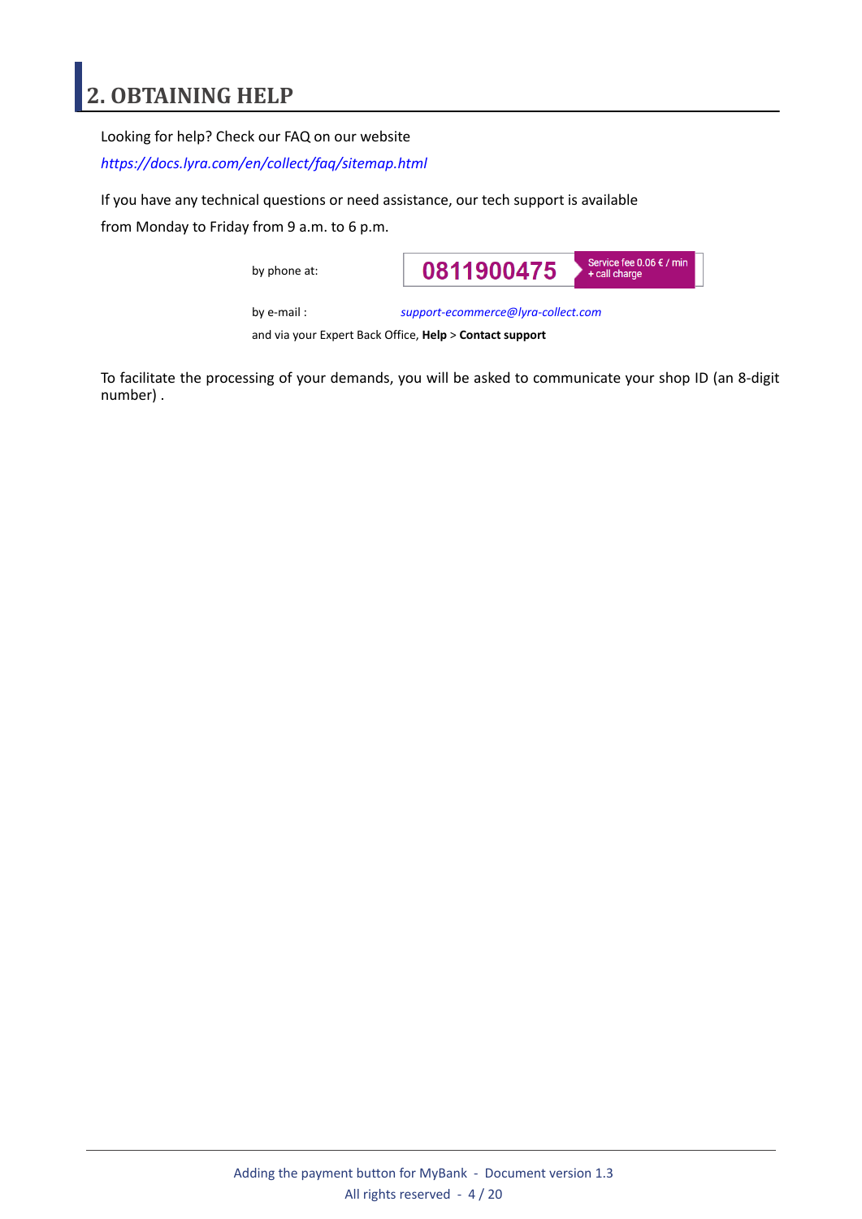# 2. OBTAINING HELP

Looking for help? Check our FAQ on our website

*https://docs.lyra.com/en/collect/faq/sitemap.html*

If you have any technical questions or need assistance, our tech support is available from Monday to Friday from 9 a.m. to 6 p.m.

by phone at: **0811900475** Service fee 0.06 € / min + call charge

by e-mail : *support-ecommerce@lyra-collect.com*

and via your Expert Back Office, **Help** > **Contact support**

To facilitate the processing of your demands, you will be asked to communicate your shop ID (an 8-digit number) .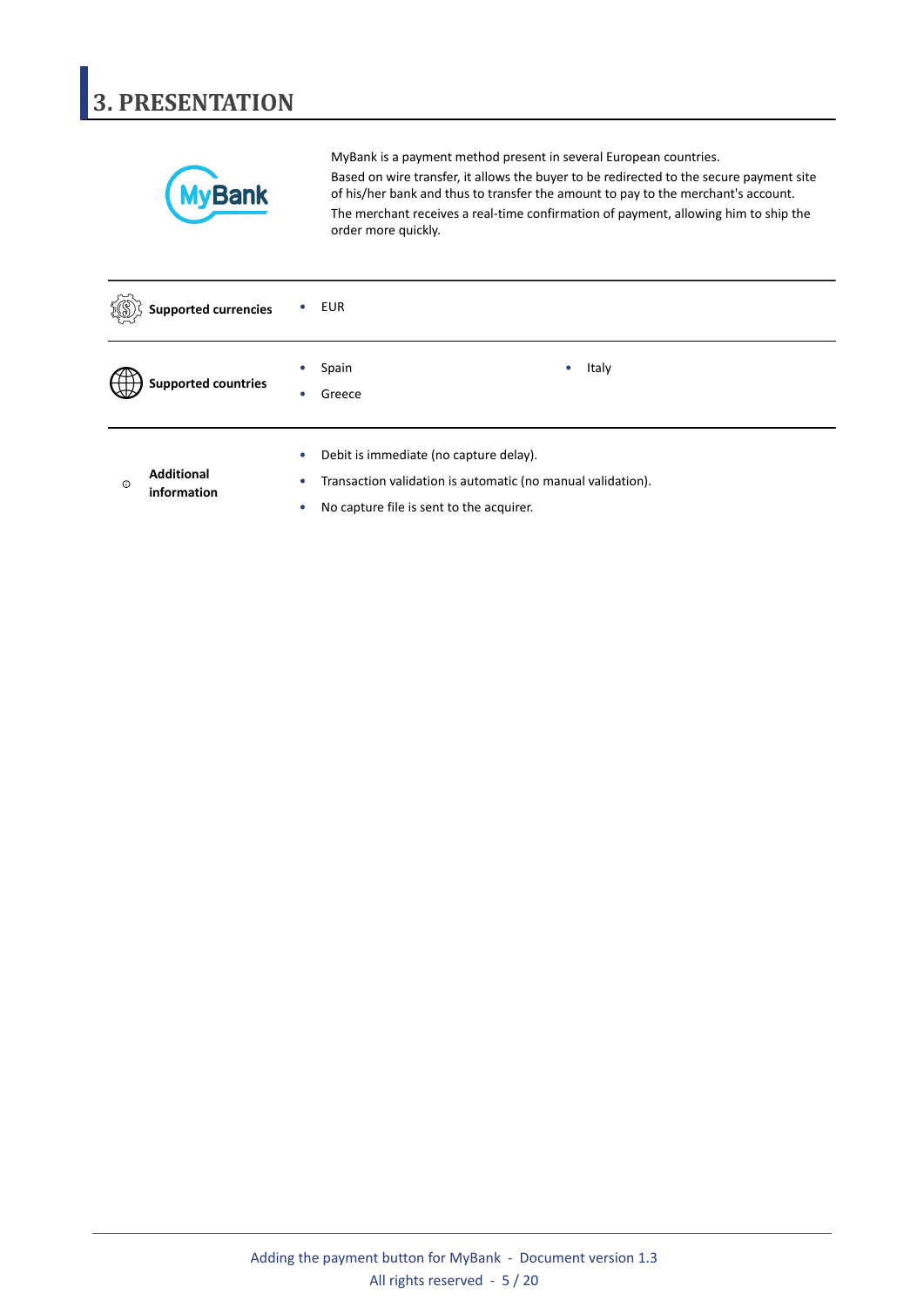# 3. PRESENTATION

MyBank is a payment method present in several European countries.

Based on wire transfer, it allows the buyer to be redirected to the secure payment site of his/her bank and thus to transfer the amount to pay to the merchant's account.

The merchant receives a real-time confirmation of payment, allowing him to ship the order more quickly.

| | |
|---|---|
| **Supported currencies** | • EUR |
| **Supported countries** | • Spain<br>• Greece<br>• Italy |
| **Additional information** | • Debit is immediate (no capture delay).<br>• Transaction validation is automatic (no manual validation).<br>• No capture file is sent to the acquirer. |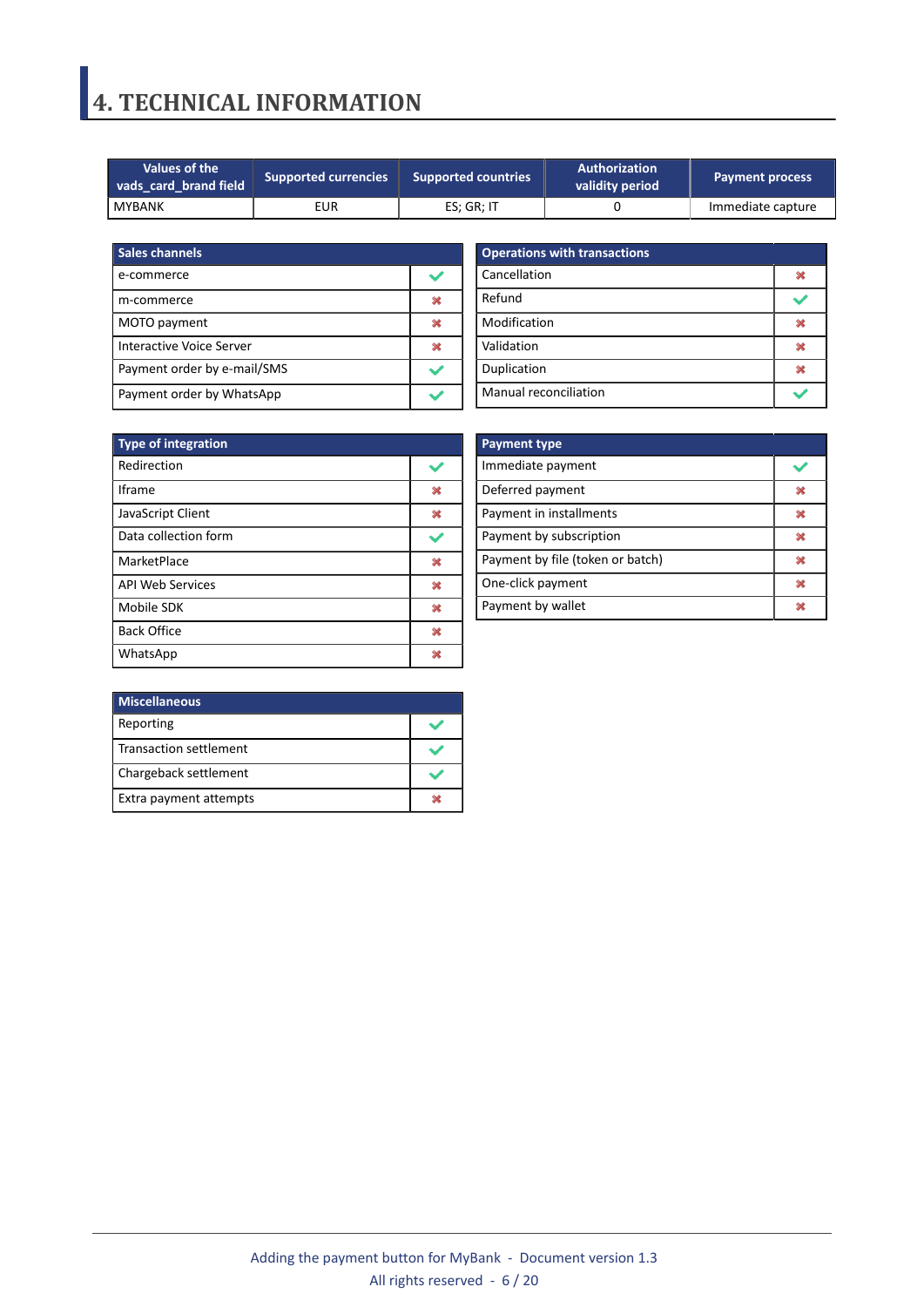# 4. TECHNICAL INFORMATION

| Values of the vads_card_brand field | Supported currencies | Supported countries | Authorization validity period | Payment process |
|---|---|---|---|---|
| MYBANK | EUR | ES; GR; IT | 0 | Immediate capture |

| Sales channels | |
|---|---|
| e-commerce | ✔ |
| m-commerce | ✖ |
| MOTO payment | ✖ |
| Interactive Voice Server | ✖ |
| Payment order by e-mail/SMS | ✔ |
| Payment order by WhatsApp | ✔ |

| Operations with transactions | |
|---|---|
| Cancellation | ✖ |
| Refund | ✔ |
| Modification | ✖ |
| Validation | ✖ |
| Duplication | ✖ |
| Manual reconciliation | ✔ |

| Type of integration | |
|---|---|
| Redirection | ✔ |
| Iframe | ✖ |
| JavaScript Client | ✖ |
| Data collection form | ✔ |
| MarketPlace | ✖ |
| API Web Services | ✖ |
| Mobile SDK | ✖ |
| Back Office | ✖ |
| WhatsApp | ✖ |

| Payment type | |
|---|---|
| Immediate payment | ✔ |
| Deferred payment | ✖ |
| Payment in installments | ✖ |
| Payment by subscription | ✖ |
| Payment by file (token or batch) | ✖ |
| One-click payment | ✖ |
| Payment by wallet | ✖ |

| Miscellaneous | |
|---|---|
| Reporting | ✔ |
| Transaction settlement | ✔ |
| Chargeback settlement | ✔ |
| Extra payment attempts | ✖ |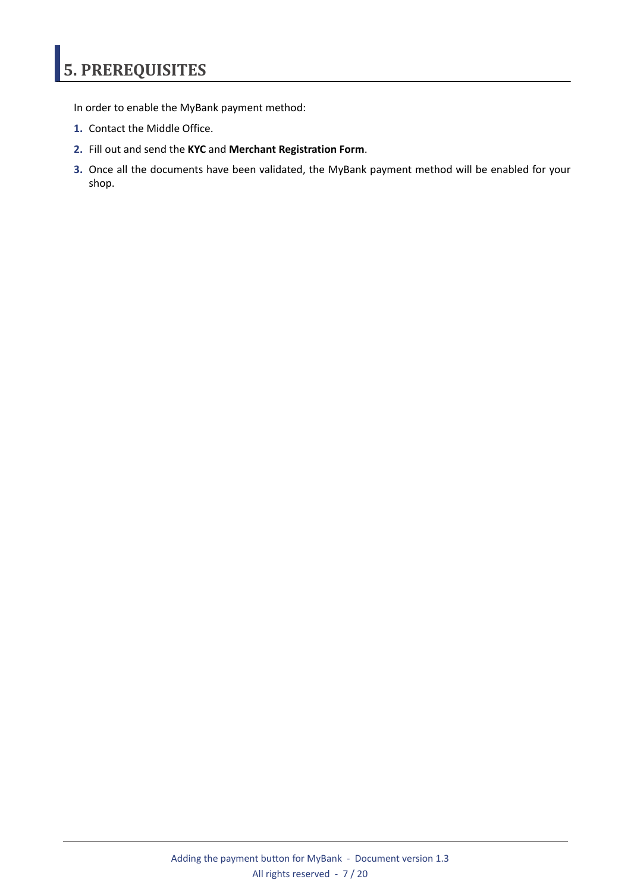# 5. PREREQUISITES

In order to enable the MyBank payment method:

1. Contact the Middle Office.
2. Fill out and send the **KYC** and **Merchant Registration Form**.
3. Once all the documents have been validated, the MyBank payment method will be enabled for your shop.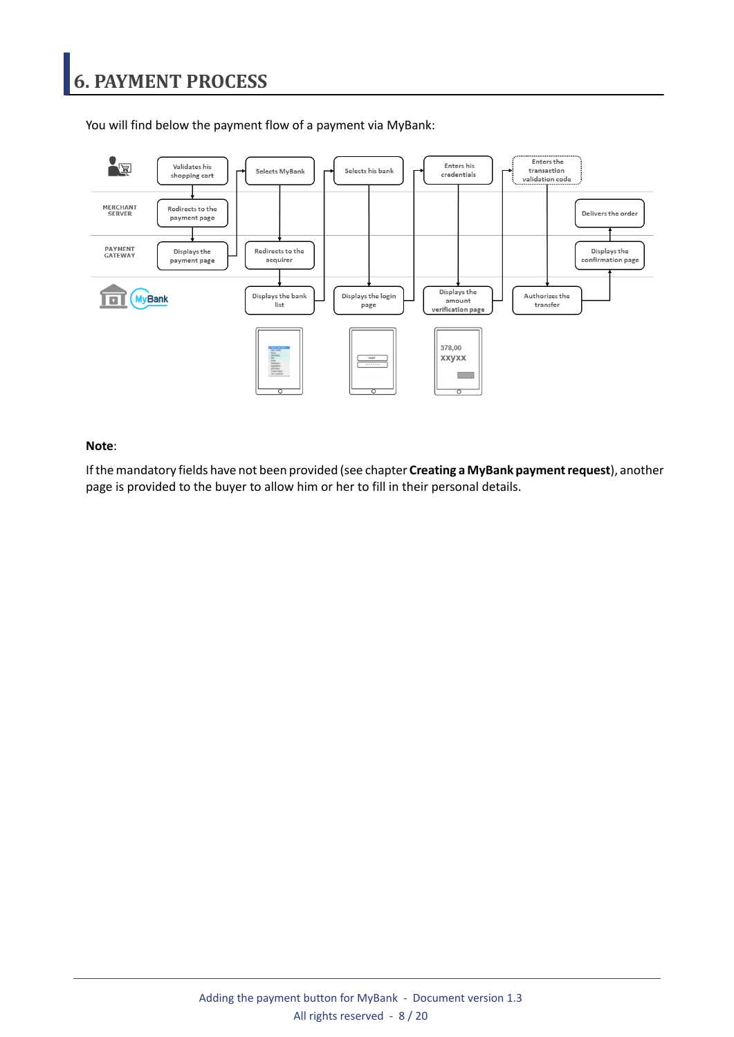# 6. PAYMENT PROCESS

You will find below the payment flow of a payment via MyBank:

**Note**:

If the mandatory fields have not been provided (see chapter **Creating a MyBank payment request**), another page is provided to the buyer to allow him or her to fill in their personal details.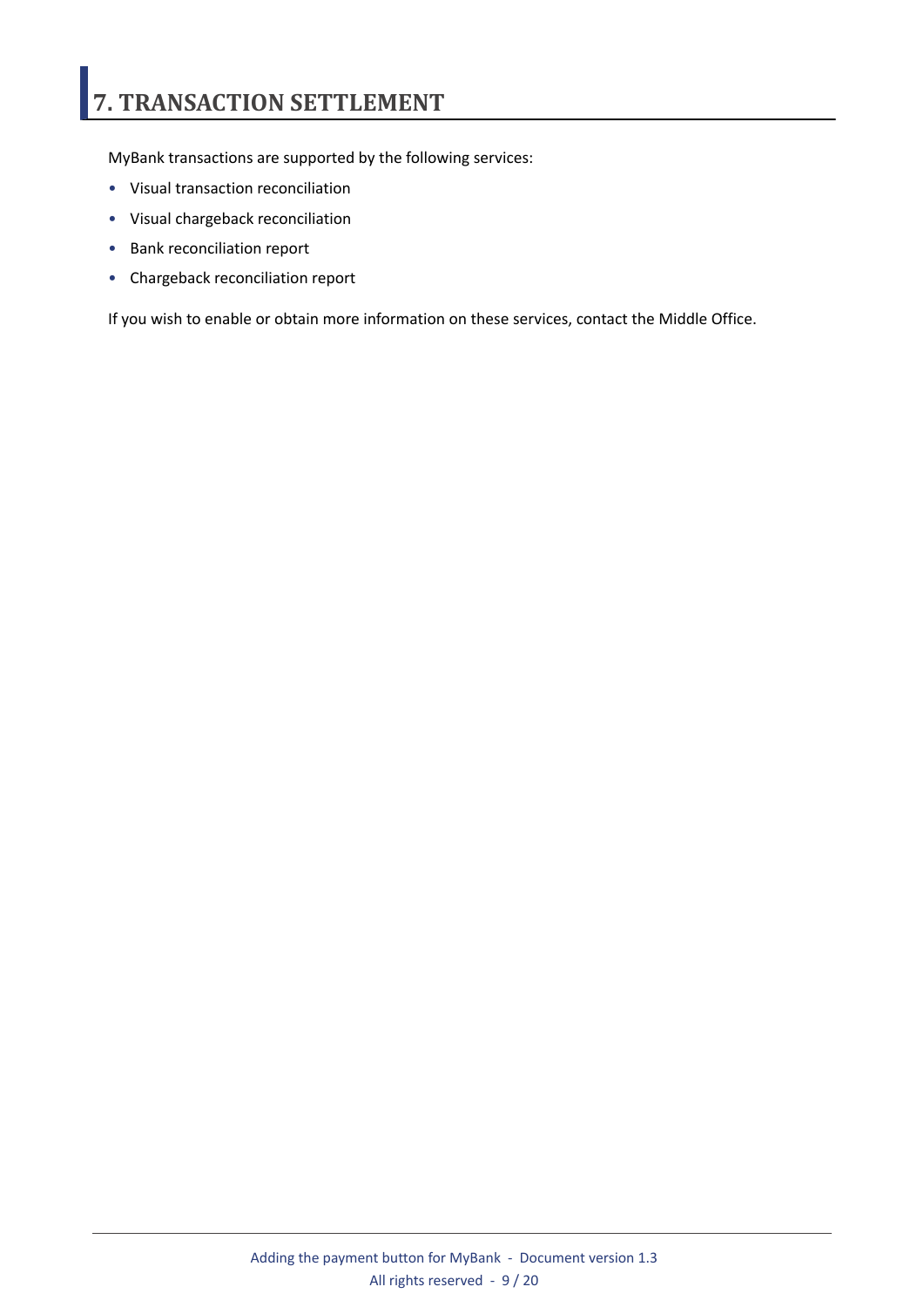# 7. TRANSACTION SETTLEMENT

MyBank transactions are supported by the following services:

- Visual transaction reconciliation
- Visual chargeback reconciliation
- Bank reconciliation report
- Chargeback reconciliation report

If you wish to enable or obtain more information on these services, contact the Middle Office.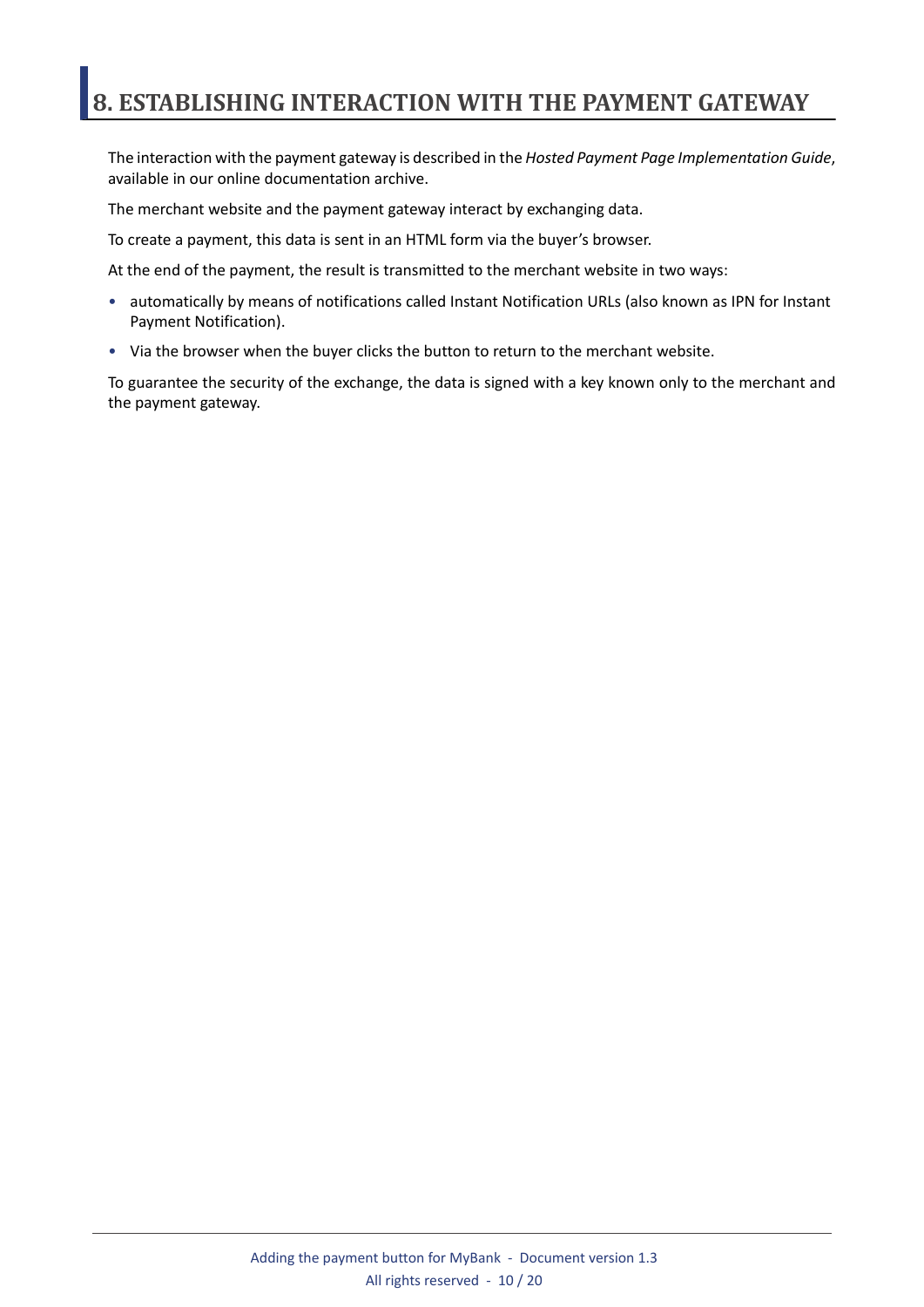# 8. ESTABLISHING INTERACTION WITH THE PAYMENT GATEWAY

The interaction with the payment gateway is described in the *Hosted Payment Page Implementation Guide*, available in our online documentation archive.

The merchant website and the payment gateway interact by exchanging data.

To create a payment, this data is sent in an HTML form via the buyer's browser.

At the end of the payment, the result is transmitted to the merchant website in two ways:

- automatically by means of notifications called Instant Notification URLs (also known as IPN for Instant Payment Notification).
- Via the browser when the buyer clicks the button to return to the merchant website.

To guarantee the security of the exchange, the data is signed with a key known only to the merchant and the payment gateway.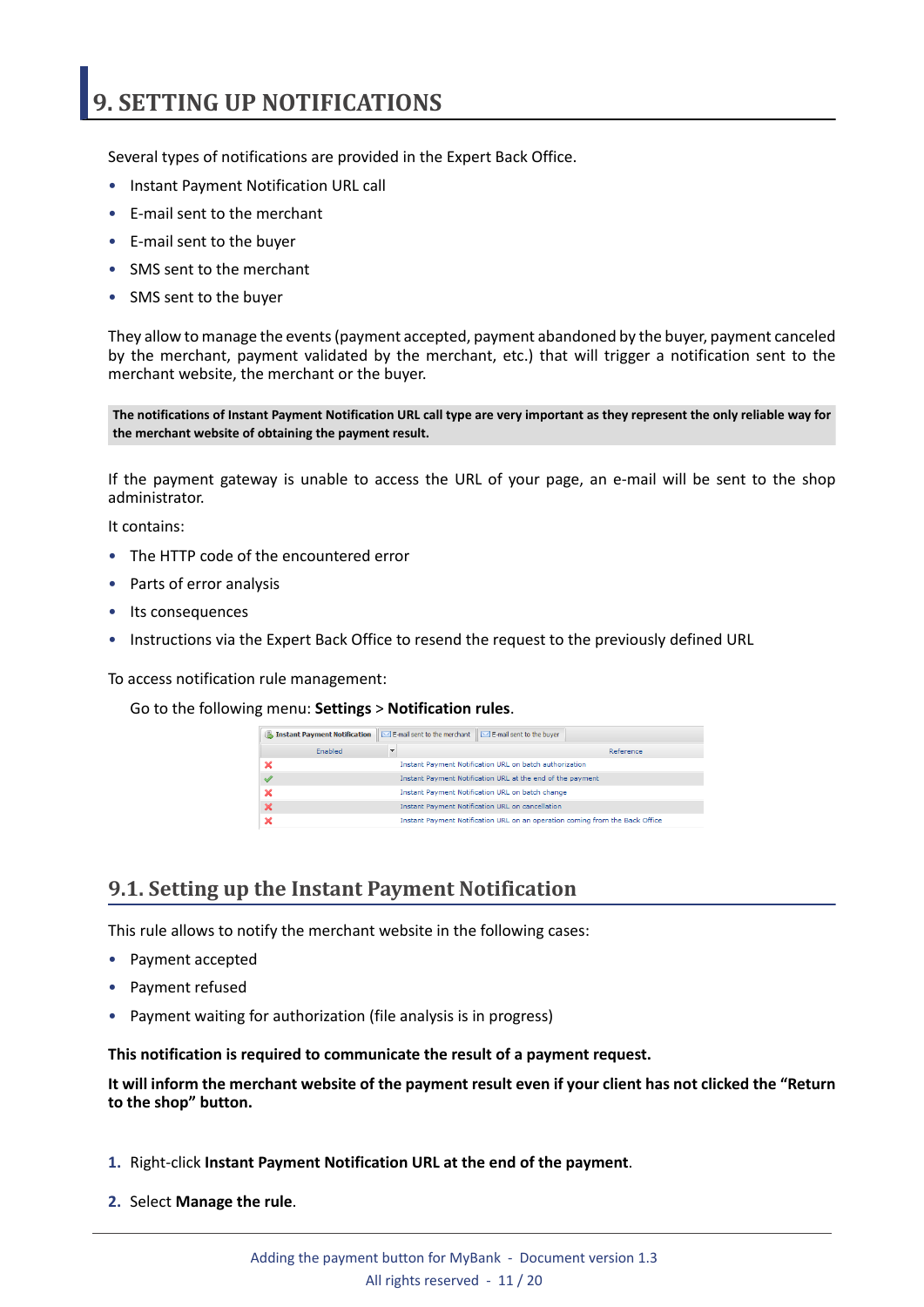# 9. SETTING UP NOTIFICATIONS

Several types of notifications are provided in the Expert Back Office.

- Instant Payment Notification URL call
- E-mail sent to the merchant
- E-mail sent to the buyer
- SMS sent to the merchant
- SMS sent to the buyer

They allow to manage the events (payment accepted, payment abandoned by the buyer, payment canceled by the merchant, payment validated by the merchant, etc.) that will trigger a notification sent to the merchant website, the merchant or the buyer.

**The notifications of Instant Payment Notification URL call type are very important as they represent the only reliable way for the merchant website of obtaining the payment result.**

If the payment gateway is unable to access the URL of your page, an e-mail will be sent to the shop administrator.

It contains:

- The HTTP code of the encountered error
- Parts of error analysis
- Its consequences
- Instructions via the Expert Back Office to resend the request to the previously defined URL

To access notification rule management:

Go to the following menu: **Settings** > **Notification rules**.

| Enabled | Reference |
|---|---|
| ✗ | Instant Payment Notification URL on batch authorization |
| ✓ | Instant Payment Notification URL at the end of the payment |
| ✗ | Instant Payment Notification URL on batch change |
| ✗ | Instant Payment Notification URL on cancellation |
| ✗ | Instant Payment Notification URL on an operation coming from the Back Office |

## 9.1. Setting up the Instant Payment Notification

This rule allows to notify the merchant website in the following cases:

- Payment accepted
- Payment refused
- Payment waiting for authorization (file analysis is in progress)

**This notification is required to communicate the result of a payment request.**

**It will inform the merchant website of the payment result even if your client has not clicked the "Return to the shop" button.**

1. Right-click **Instant Payment Notification URL at the end of the payment**.
2. Select **Manage the rule**.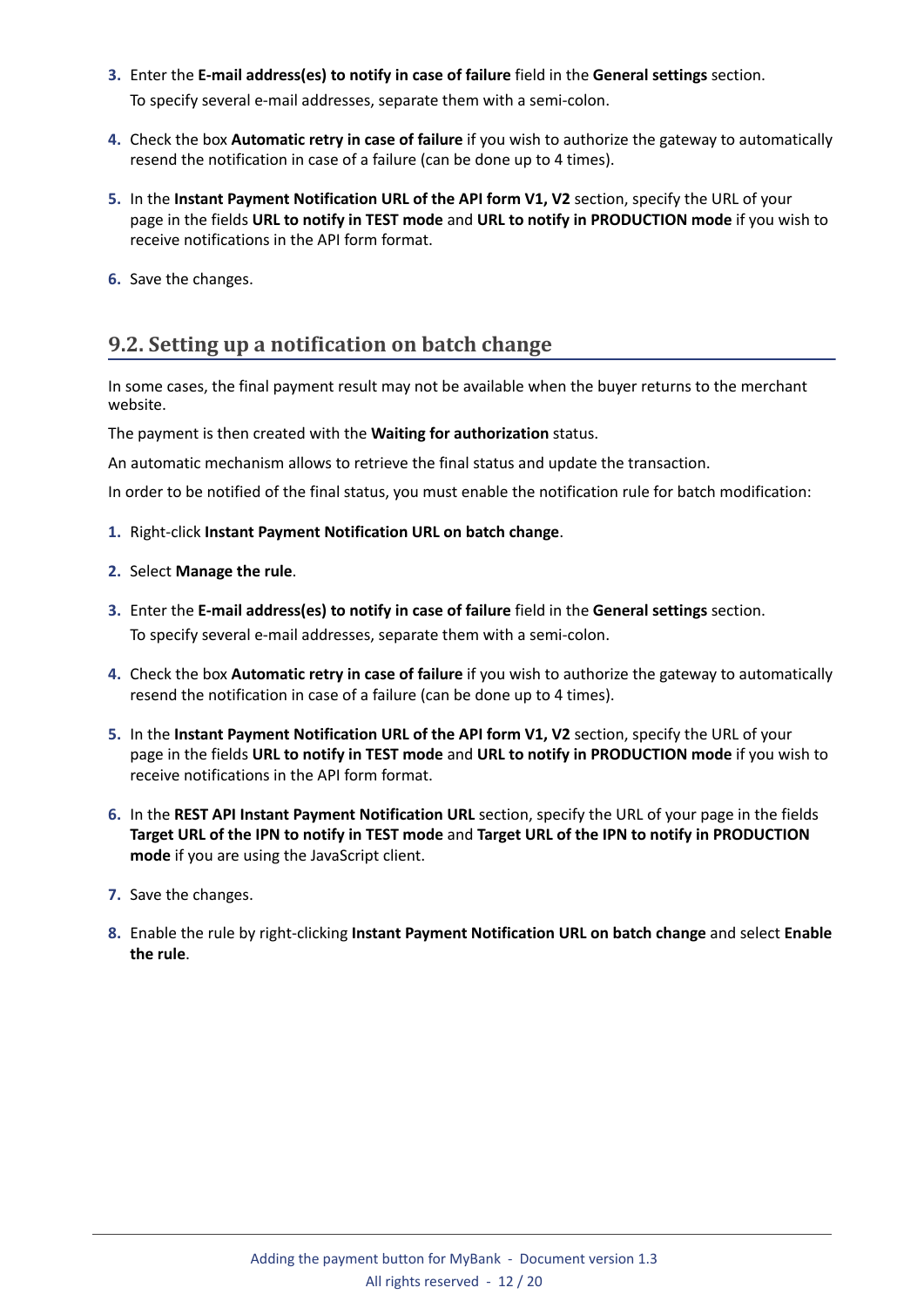3. Enter the **E-mail address(es) to notify in case of failure** field in the **General settings** section.
   To specify several e-mail addresses, separate them with a semi-colon.
4. Check the box **Automatic retry in case of failure** if you wish to authorize the gateway to automatically resend the notification in case of a failure (can be done up to 4 times).
5. In the **Instant Payment Notification URL of the API form V1, V2** section, specify the URL of your page in the fields **URL to notify in TEST mode** and **URL to notify in PRODUCTION mode** if you wish to receive notifications in the API form format.
6. Save the changes.

## 9.2. Setting up a notification on batch change

In some cases, the final payment result may not be available when the buyer returns to the merchant website.

The payment is then created with the **Waiting for authorization** status.

An automatic mechanism allows to retrieve the final status and update the transaction.

In order to be notified of the final status, you must enable the notification rule for batch modification:

1. Right-click **Instant Payment Notification URL on batch change**.
2. Select **Manage the rule**.
3. Enter the **E-mail address(es) to notify in case of failure** field in the **General settings** section.
   To specify several e-mail addresses, separate them with a semi-colon.
4. Check the box **Automatic retry in case of failure** if you wish to authorize the gateway to automatically resend the notification in case of a failure (can be done up to 4 times).
5. In the **Instant Payment Notification URL of the API form V1, V2** section, specify the URL of your page in the fields **URL to notify in TEST mode** and **URL to notify in PRODUCTION mode** if you wish to receive notifications in the API form format.
6. In the **REST API Instant Payment Notification URL** section, specify the URL of your page in the fields **Target URL of the IPN to notify in TEST mode** and **Target URL of the IPN to notify in PRODUCTION mode** if you are using the JavaScript client.
7. Save the changes.
8. Enable the rule by right-clicking **Instant Payment Notification URL on batch change** and select **Enable the rule**.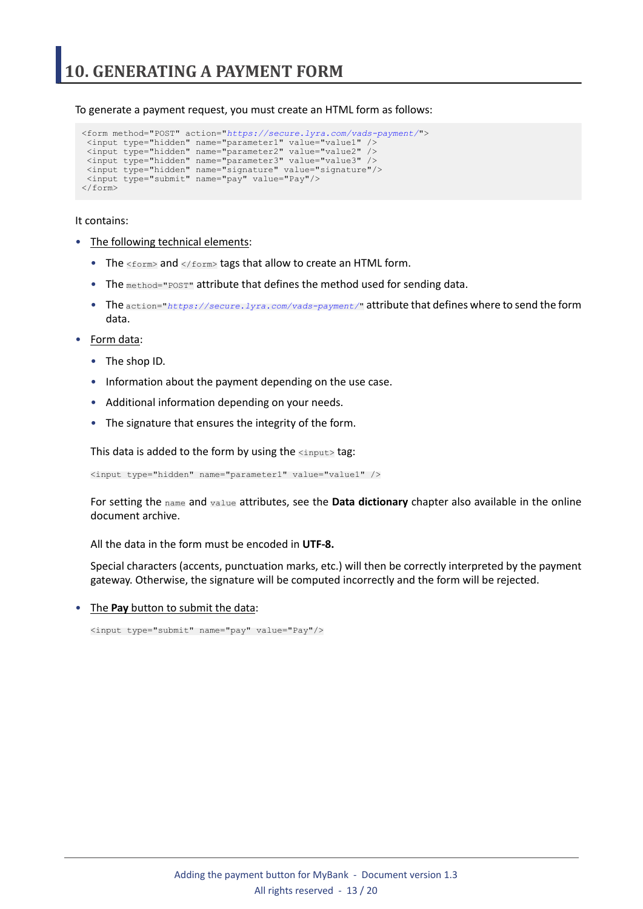# 10. GENERATING A PAYMENT FORM

To generate a payment request, you must create an HTML form as follows:

```
<form method="POST" action="https://secure.lyra.com/vads-payment/">
 <input type="hidden" name="parameter1" value="value1" />
 <input type="hidden" name="parameter2" value="value2" />
 <input type="hidden" name="parameter3" value="value3" />
 <input type="hidden" name="signature" value="signature"/>
 <input type="submit" name="pay" value="Pay"/>
</form>
```

It contains:

- The following technical elements:
  - The `<form>` and `</form>` tags that allow to create an HTML form.
  - The `method="POST"` attribute that defines the method used for sending data.
  - The `action="https://secure.lyra.com/vads-payment/"` attribute that defines where to send the form data.
- Form data:
  - The shop ID.
  - Information about the payment depending on the use case.
  - Additional information depending on your needs.
  - The signature that ensures the integrity of the form.

  This data is added to the form by using the `<input>` tag:

  ```
  <input type="hidden" name="parameter1" value="value1" />
  ```

  For setting the `name` and `value` attributes, see the **Data dictionary** chapter also available in the online document archive.

  All the data in the form must be encoded in **UTF-8.**

  Special characters (accents, punctuation marks, etc.) will then be correctly interpreted by the payment gateway. Otherwise, the signature will be computed incorrectly and the form will be rejected.

- The **Pay** button to submit the data:

  ```
  <input type="submit" name="pay" value="Pay"/>
  ```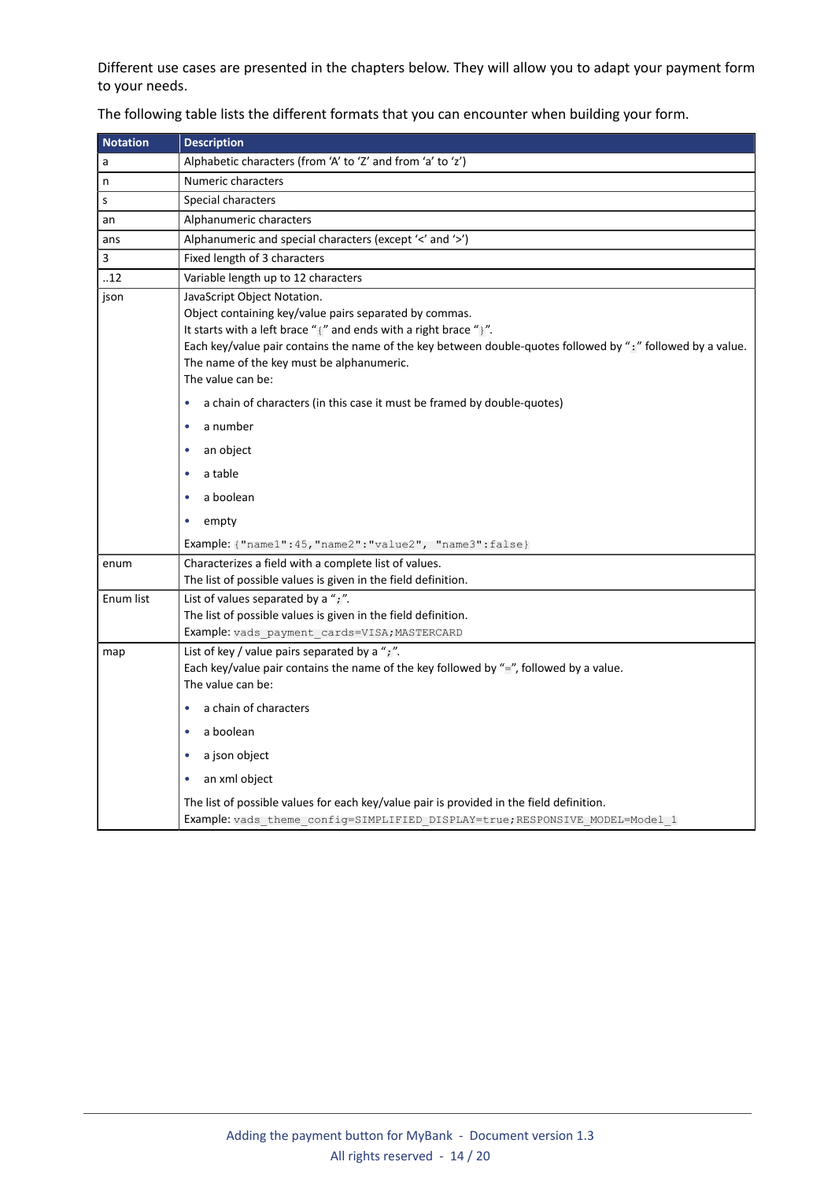Different use cases are presented in the chapters below. They will allow you to adapt your payment form to your needs.

The following table lists the different formats that you can encounter when building your form.

| Notation | Description |
|---|---|
| a | Alphabetic characters (from 'A' to 'Z' and from 'a' to 'z') |
| n | Numeric characters |
| s | Special characters |
| an | Alphanumeric characters |
| ans | Alphanumeric and special characters (except '<' and '>') |
| 3 | Fixed length of 3 characters |
| ..12 | Variable length up to 12 characters |
| json | JavaScript Object Notation.<br>Object containing key/value pairs separated by commas.<br>It starts with a left brace "`{`" and ends with a right brace "`}`".<br>Each key/value pair contains the name of the key between double-quotes followed by "`:`" followed by a value.<br>The name of the key must be alphanumeric.<br>The value can be:<br>• a chain of characters (in this case it must be framed by double-quotes)<br>• a number<br>• an object<br>• a table<br>• a boolean<br>• empty<br>Example: `{"name1":45,"name2":"value2", "name3":false}` |
| enum | Characterizes a field with a complete list of values.<br>The list of possible values is given in the field definition. |
| Enum list | List of values separated by a "`;`".<br>The list of possible values is given in the field definition.<br>Example: `vads_payment_cards=VISA;MASTERCARD` |
| map | List of key / value pairs separated by a "`;`".<br>Each key/value pair contains the name of the key followed by "`=`", followed by a value.<br>The value can be:<br>• a chain of characters<br>• a boolean<br>• a json object<br>• an xml object<br>The list of possible values for each key/value pair is provided in the field definition.<br>Example: `vads_theme_config=SIMPLIFIED_DISPLAY=true;RESPONSIVE_MODEL=Model_1` |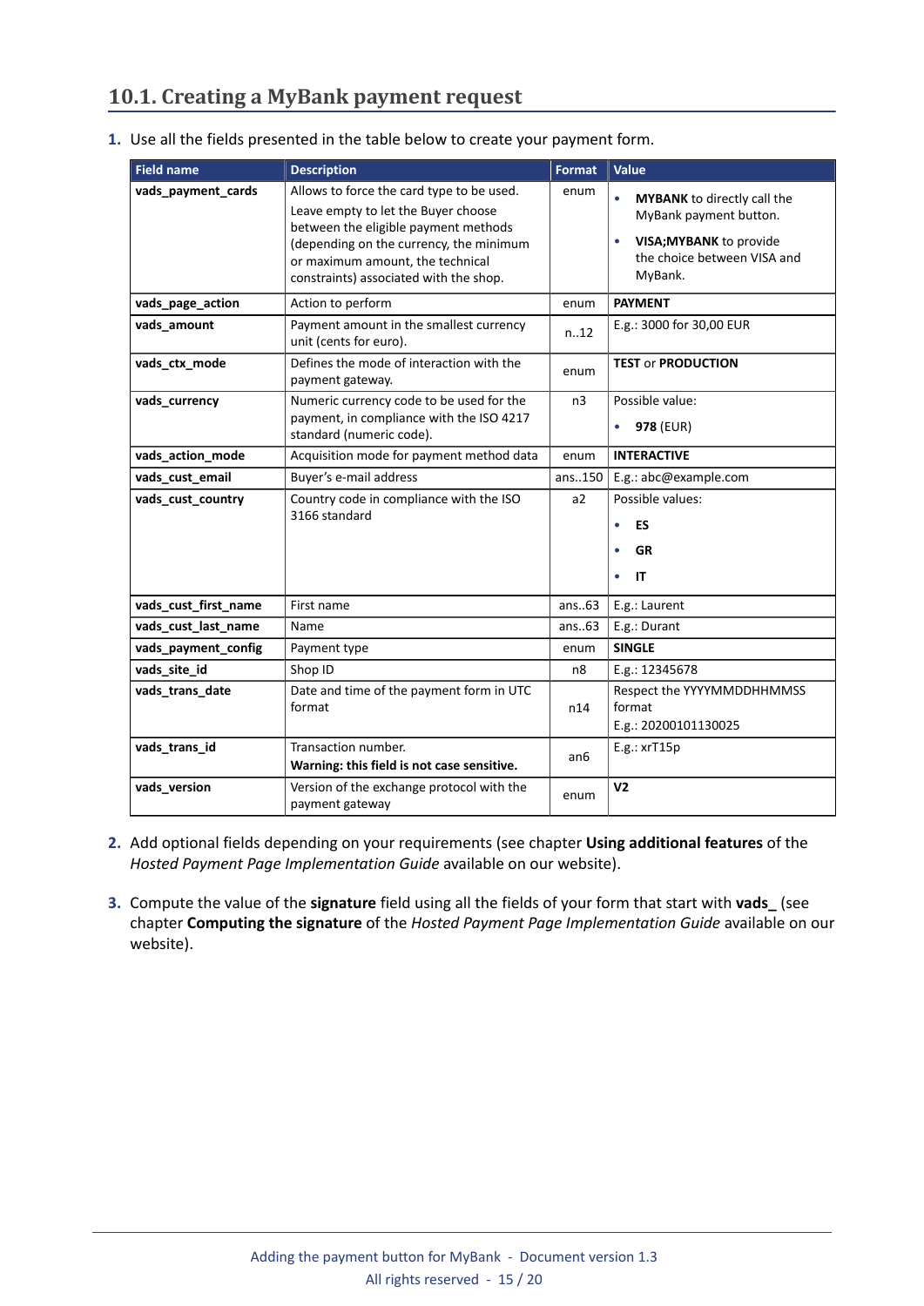## 10.1. Creating a MyBank payment request

1. Use all the fields presented in the table below to create your payment form.

| Field name | Description | Format | Value |
| --- | --- | --- | --- |
| **vads_payment_cards** | Allows to force the card type to be used.<br>Leave empty to let the Buyer choose between the eligible payment methods (depending on the currency, the minimum or maximum amount, the technical constraints) associated with the shop. | enum | • **MYBANK** to directly call the MyBank payment button.<br>• **VISA;MYBANK** to provide the choice between VISA and MyBank. |
| **vads_page_action** | Action to perform | enum | **PAYMENT** |
| **vads_amount** | Payment amount in the smallest currency unit (cents for euro). | n..12 | E.g.: 3000 for 30,00 EUR |
| **vads_ctx_mode** | Defines the mode of interaction with the payment gateway. | enum | **TEST** or **PRODUCTION** |
| **vads_currency** | Numeric currency code to be used for the payment, in compliance with the ISO 4217 standard (numeric code). | n3 | Possible value:<br>• **978** (EUR) |
| **vads_action_mode** | Acquisition mode for payment method data | enum | **INTERACTIVE** |
| **vads_cust_email** | Buyer's e-mail address | ans..150 | E.g.: abc@example.com |
| **vads_cust_country** | Country code in compliance with the ISO 3166 standard | a2 | Possible values:<br>• **ES**<br>• **GR**<br>• **IT** |
| **vads_cust_first_name** | First name | ans..63 | E.g.: Laurent |
| **vads_cust_last_name** | Name | ans..63 | E.g.: Durant |
| **vads_payment_config** | Payment type | enum | **SINGLE** |
| **vads_site_id** | Shop ID | n8 | E.g.: 12345678 |
| **vads_trans_date** | Date and time of the payment form in UTC format | n14 | Respect the YYYYMMDDHHMMSS format<br>E.g.: 20200101130025 |
| **vads_trans_id** | Transaction number.<br>**Warning: this field is not case sensitive.** | an6 | E.g.: xrT15p |
| **vads_version** | Version of the exchange protocol with the payment gateway | enum | **V2** |

2. Add optional fields depending on your requirements (see chapter **Using additional features** of the *Hosted Payment Page Implementation Guide* available on our website).

3. Compute the value of the **signature** field using all the fields of your form that start with **vads_** (see chapter **Computing the signature** of the *Hosted Payment Page Implementation Guide* available on our website).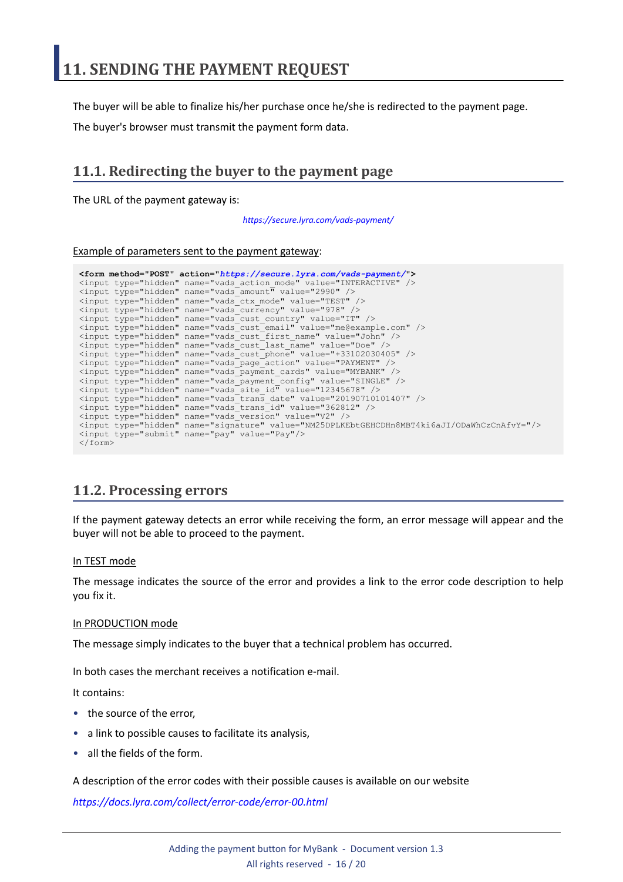# 11. SENDING THE PAYMENT REQUEST

The buyer will be able to finalize his/her purchase once he/she is redirected to the payment page.

The buyer's browser must transmit the payment form data.

## 11.1. Redirecting the buyer to the payment page

The URL of the payment gateway is:

*https://secure.lyra.com/vads-payment/*

Example of parameters sent to the payment gateway:

```
<form method="POST" action="https://secure.lyra.com/vads-payment/">
<input type="hidden" name="vads_action_mode" value="INTERACTIVE" />
<input type="hidden" name="vads_amount" value="2990" />
<input type="hidden" name="vads_ctx_mode" value="TEST" />
<input type="hidden" name="vads_currency" value="978" />
<input type="hidden" name="vads_cust_country" value="IT" />
<input type="hidden" name="vads_cust_email" value="me@example.com" />
<input type="hidden" name="vads_cust_first_name" value="John" />
<input type="hidden" name="vads_cust_last_name" value="Doe" />
<input type="hidden" name="vads_cust_phone" value="+33102030405" />
<input type="hidden" name="vads_page_action" value="PAYMENT" />
<input type="hidden" name="vads_payment_cards" value="MYBANK" />
<input type="hidden" name="vads_payment_config" value="SINGLE" />
<input type="hidden" name="vads_site_id" value="12345678" />
<input type="hidden" name="vads_trans_date" value="20190710101407" />
<input type="hidden" name="vads_trans_id" value="362812" />
<input type="hidden" name="vads_version" value="V2" />
<input type="hidden" name="signature" value="NM25DPLKEbtGEHCDHn8MBT4ki6aJI/ODaWhCzCnAfvY="/>
<input type="submit" name="pay" value="Pay"/>
</form>
```

## 11.2. Processing errors

If the payment gateway detects an error while receiving the form, an error message will appear and the buyer will not be able to proceed to the payment.

In TEST mode

The message indicates the source of the error and provides a link to the error code description to help you fix it.

In PRODUCTION mode

The message simply indicates to the buyer that a technical problem has occurred.

In both cases the merchant receives a notification e-mail.

It contains:

- the source of the error,
- a link to possible causes to facilitate its analysis,
- all the fields of the form.

A description of the error codes with their possible causes is available on our website

*https://docs.lyra.com/collect/error-code/error-00.html*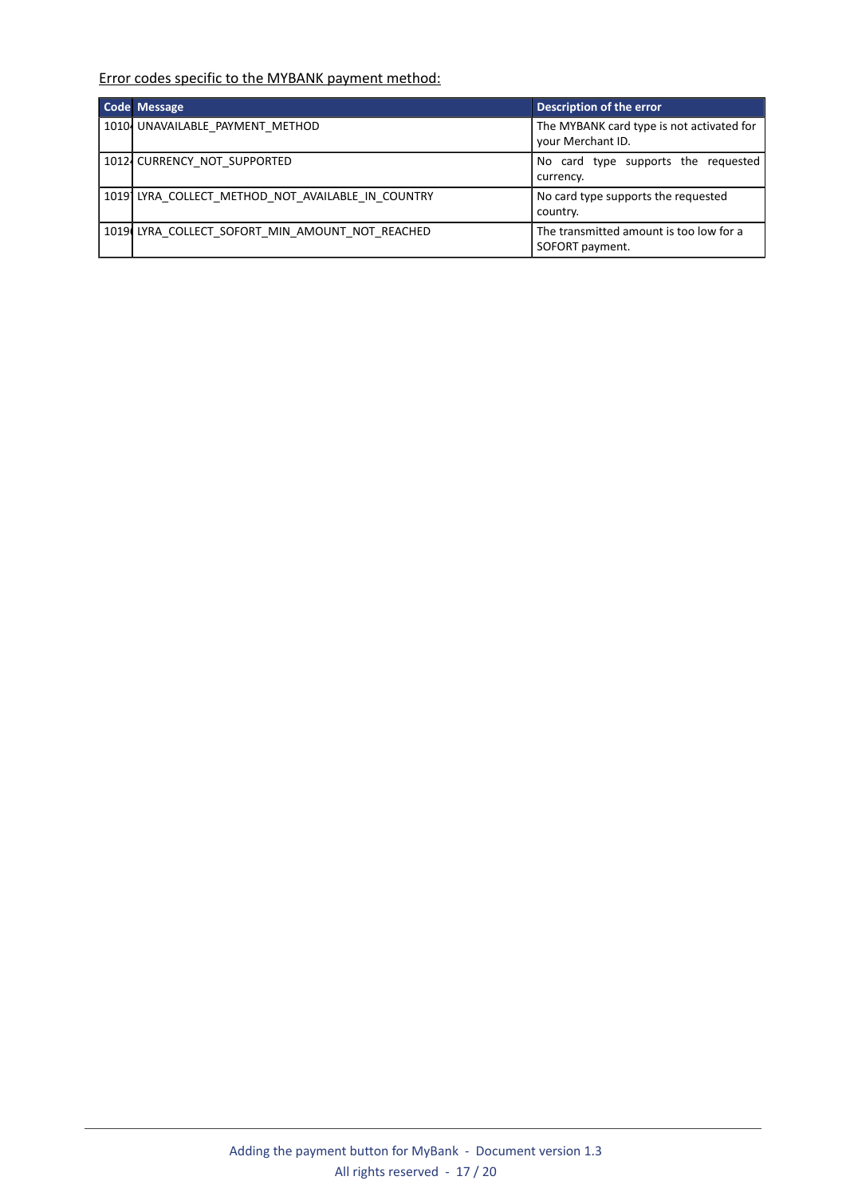<u>Error codes specific to the MYBANK payment method:</u>

| Code | Message | Description of the error |
| --- | --- | --- |
| 1010 | UNAVAILABLE_PAYMENT_METHOD | The MYBANK card type is not activated for your Merchant ID. |
| 1012 | CURRENCY_NOT_SUPPORTED | No card type supports the requested currency. |
| 1019 | LYRA_COLLECT_METHOD_NOT_AVAILABLE_IN_COUNTRY | No card type supports the requested country. |
| 1019 | LYRA_COLLECT_SOFORT_MIN_AMOUNT_NOT_REACHED | The transmitted amount is too low for a SOFORT payment. |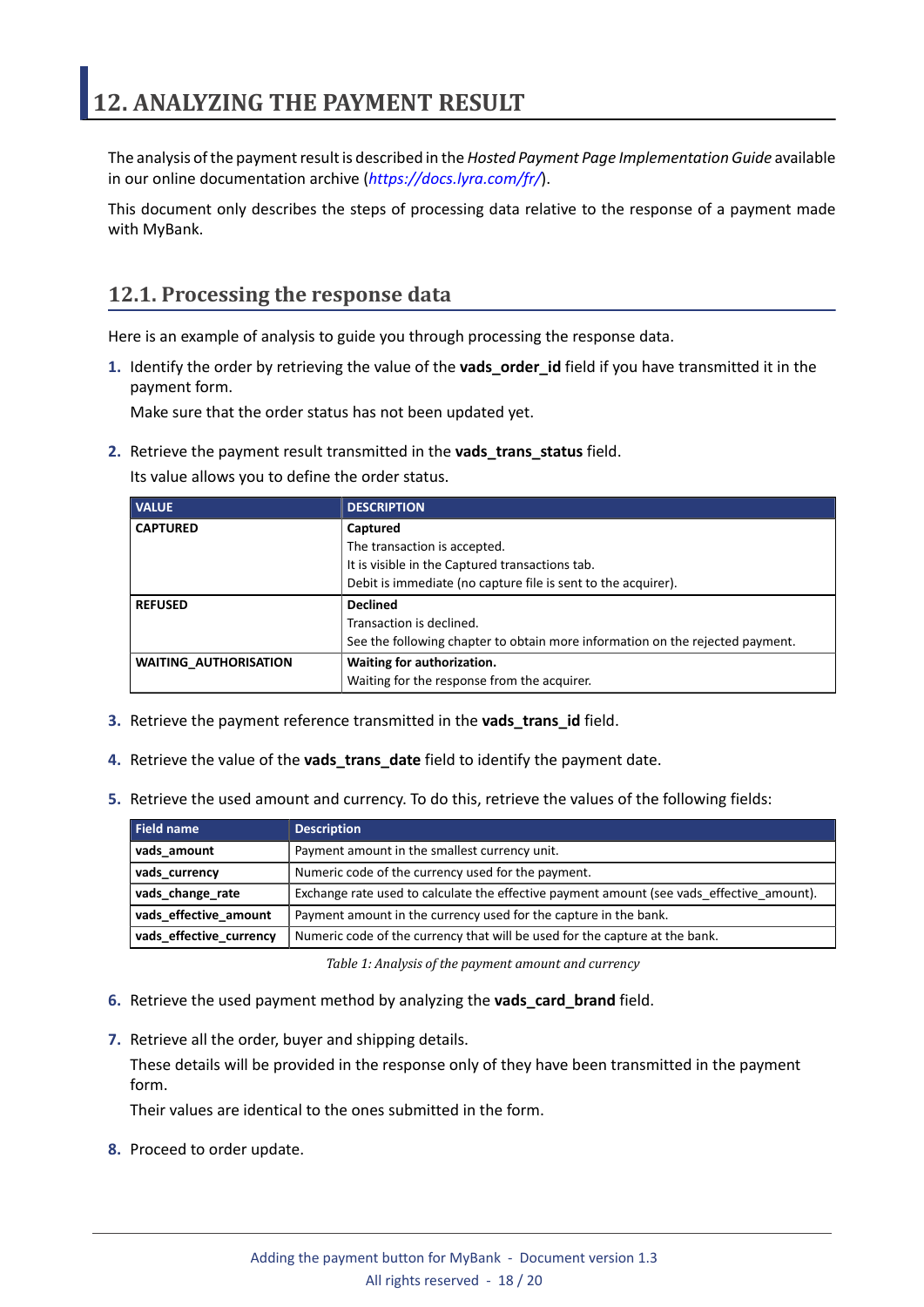// 12. ANALYZING THE PAYMENT RESULT

The analysis of the payment result is described in the *Hosted Payment Page Implementation Guide* available in our online documentation archive (*https://docs.lyra.com/fr/*).

This document only describes the steps of processing data relative to the response of a payment made with MyBank.

## 12.1. Processing the response data

Here is an example of analysis to guide you through processing the response data.

1. Identify the order by retrieving the value of the **vads_order_id** field if you have transmitted it in the payment form.

   Make sure that the order status has not been updated yet.

2. Retrieve the payment result transmitted in the **vads_trans_status** field.

   Its value allows you to define the order status.

| VALUE | DESCRIPTION |
| --- | --- |
| **CAPTURED** | **Captured**<br>The transaction is accepted.<br>It is visible in the Captured transactions tab.<br>Debit is immediate (no capture file is sent to the acquirer). |
| **REFUSED** | **Declined**<br>Transaction is declined.<br>See the following chapter to obtain more information on the rejected payment. |
| **WAITING_AUTHORISATION** | **Waiting for authorization.**<br>Waiting for the response from the acquirer. |

3. Retrieve the payment reference transmitted in the **vads_trans_id** field.

4. Retrieve the value of the **vads_trans_date** field to identify the payment date.

5. Retrieve the used amount and currency. To do this, retrieve the values of the following fields:

| Field name | Description |
| --- | --- |
| **vads_amount** | Payment amount in the smallest currency unit. |
| **vads_currency** | Numeric code of the currency used for the payment. |
| **vads_change_rate** | Exchange rate used to calculate the effective payment amount (see vads_effective_amount). |
| **vads_effective_amount** | Payment amount in the currency used for the capture in the bank. |
| **vads_effective_currency** | Numeric code of the currency that will be used for the capture at the bank. |

*Table 1: Analysis of the payment amount and currency*

6. Retrieve the used payment method by analyzing the **vads_card_brand** field.

7. Retrieve all the order, buyer and shipping details.

   These details will be provided in the response only of they have been transmitted in the payment form.

   Their values are identical to the ones submitted in the form.

8. Proceed to order update.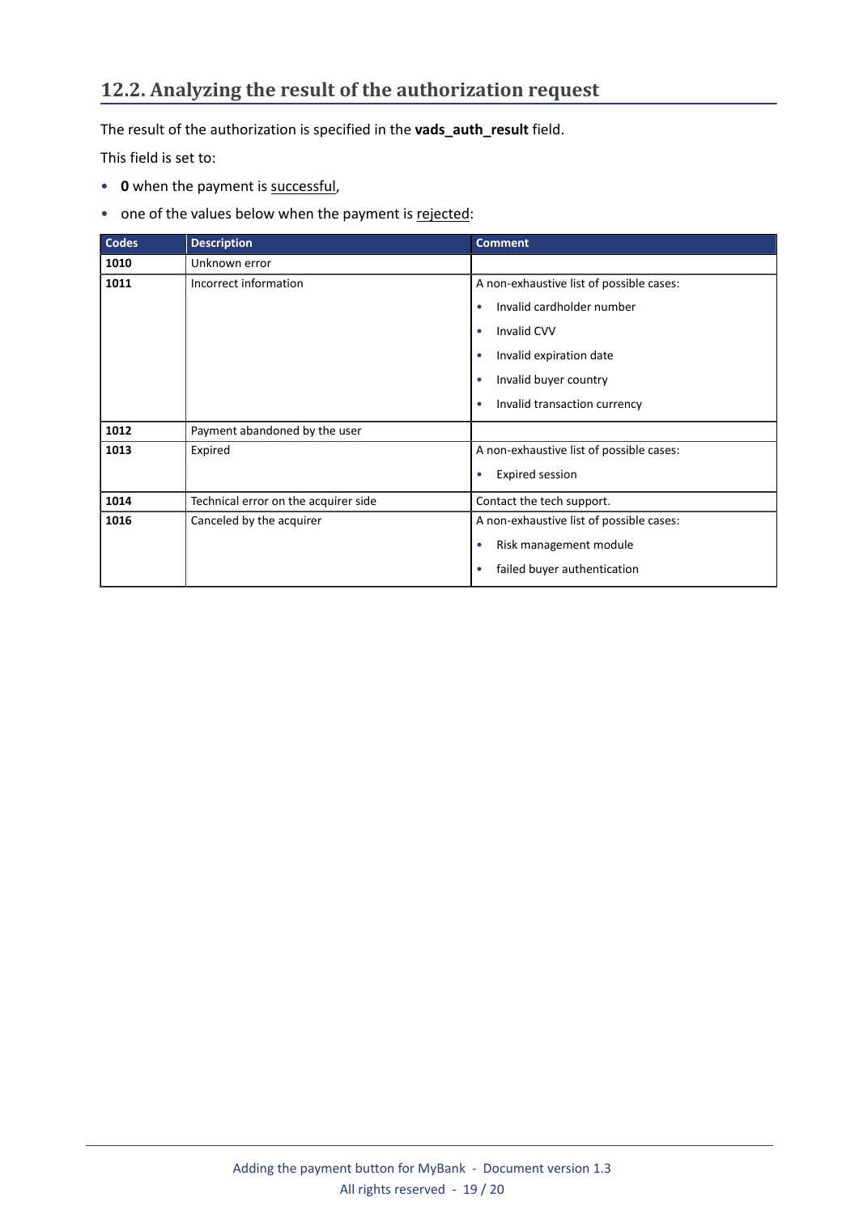## 12.2. Analyzing the result of the authorization request

The result of the authorization is specified in the **vads_auth_result** field.

This field is set to:

- **0** when the payment is successful,
- one of the values below when the payment is rejected:

| Codes | Description | Comment |
|---|---|---|
| **1010** | Unknown error | |
| **1011** | Incorrect information | A non-exhaustive list of possible cases:<br>• Invalid cardholder number<br>• Invalid CVV<br>• Invalid expiration date<br>• Invalid buyer country<br>• Invalid transaction currency |
| **1012** | Payment abandoned by the user | |
| **1013** | Expired | A non-exhaustive list of possible cases:<br>• Expired session |
| **1014** | Technical error on the acquirer side | Contact the tech support. |
| **1016** | Canceled by the acquirer | A non-exhaustive list of possible cases:<br>• Risk management module<br>• failed buyer authentication |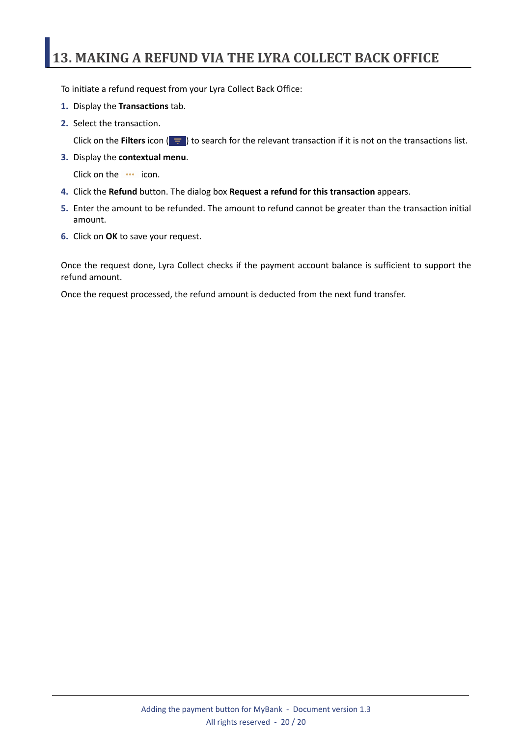# 13. MAKING A REFUND VIA THE LYRA COLLECT BACK OFFICE

To initiate a refund request from your Lyra Collect Back Office:

1. Display the **Transactions** tab.
2. Select the transaction.

   Click on the **Filters** icon ( ) to search for the relevant transaction if it is not on the transactions list.
3. Display the **contextual menu**.

   Click on the ••• icon.
4. Click the **Refund** button. The dialog box **Request a refund for this transaction** appears.
5. Enter the amount to be refunded. The amount to refund cannot be greater than the transaction initial amount.
6. Click on **OK** to save your request.

Once the request done, Lyra Collect checks if the payment account balance is sufficient to support the refund amount.

Once the request processed, the refund amount is deducted from the next fund transfer.